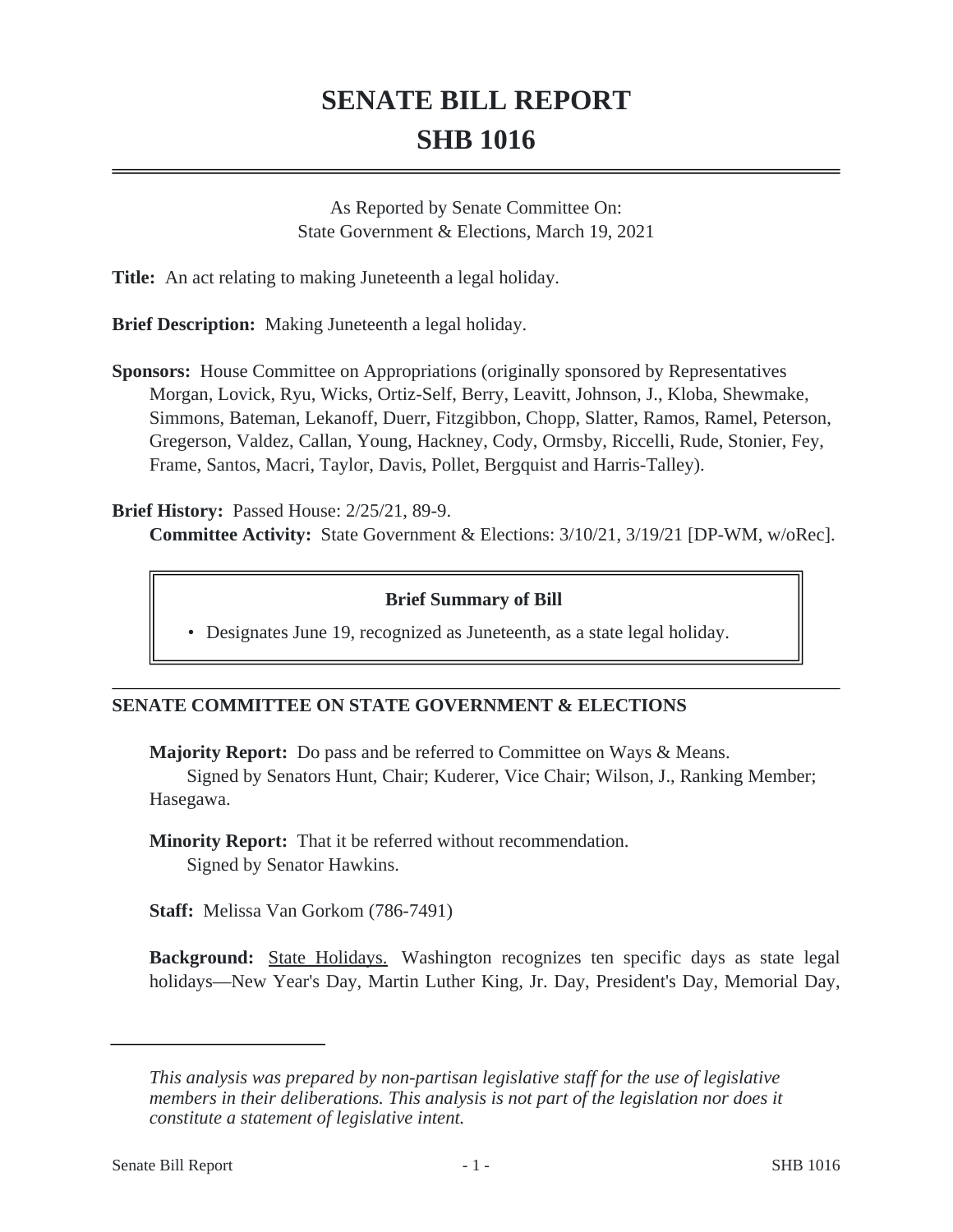# SENATE BILL REPORT
# SHB 1016

As Reported by Senate Committee On:
State Government & Elections, March 19, 2021

**Title:** An act relating to making Juneteenth a legal holiday.

**Brief Description:** Making Juneteenth a legal holiday.

**Sponsors:** House Committee on Appropriations (originally sponsored by Representatives Morgan, Lovick, Ryu, Wicks, Ortiz-Self, Berry, Leavitt, Johnson, J., Kloba, Shewmake, Simmons, Bateman, Lekanoff, Duerr, Fitzgibbon, Chopp, Slatter, Ramos, Ramel, Peterson, Gregerson, Valdez, Callan, Young, Hackney, Cody, Ormsby, Riccelli, Rude, Stonier, Fey, Frame, Santos, Macri, Taylor, Davis, Pollet, Bergquist and Harris-Talley).

**Brief History:** Passed House: 2/25/21, 89-9.
**Committee Activity:** State Government & Elections: 3/10/21, 3/19/21 [DP-WM, w/oRec].

**Brief Summary of Bill**

- Designates June 19, recognized as Juneteenth, as a state legal holiday.

## SENATE COMMITTEE ON STATE GOVERNMENT & ELECTIONS

**Majority Report:** Do pass and be referred to Committee on Ways & Means.
Signed by Senators Hunt, Chair; Kuderer, Vice Chair; Wilson, J., Ranking Member; Hasegawa.

**Minority Report:** That it be referred without recommendation.
Signed by Senator Hawkins.

**Staff:** Melissa Van Gorkom (786-7491)

**Background:** State Holidays. Washington recognizes ten specific days as state legal holidays—New Year's Day, Martin Luther King, Jr. Day, President's Day, Memorial Day,

*This analysis was prepared by non-partisan legislative staff for the use of legislative members in their deliberations. This analysis is not part of the legislation nor does it constitute a statement of legislative intent.*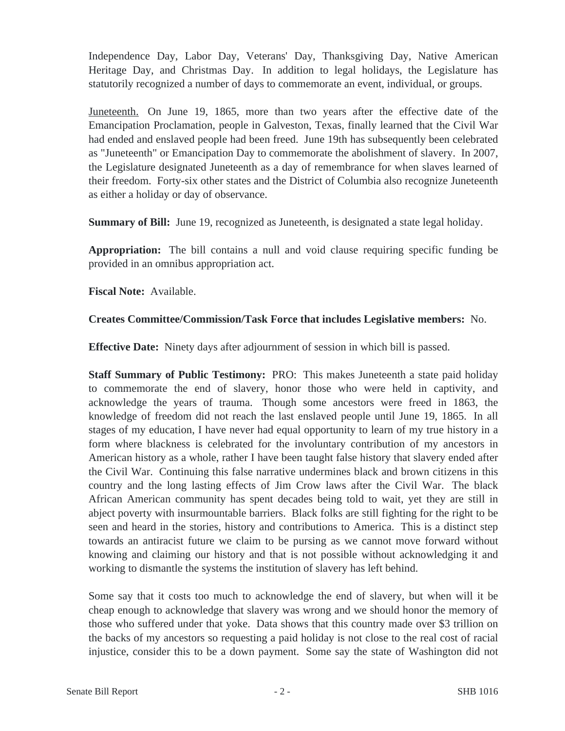Independence Day, Labor Day, Veterans' Day, Thanksgiving Day, Native American Heritage Day, and Christmas Day. In addition to legal holidays, the Legislature has statutorily recognized a number of days to commemorate an event, individual, or groups.

Juneteenth. On June 19, 1865, more than two years after the effective date of the Emancipation Proclamation, people in Galveston, Texas, finally learned that the Civil War had ended and enslaved people had been freed. June 19th has subsequently been celebrated as "Juneteenth" or Emancipation Day to commemorate the abolishment of slavery. In 2007, the Legislature designated Juneteenth as a day of remembrance for when slaves learned of their freedom. Forty-six other states and the District of Columbia also recognize Juneteenth as either a holiday or day of observance.

**Summary of Bill:** June 19, recognized as Juneteenth, is designated a state legal holiday.

**Appropriation:** The bill contains a null and void clause requiring specific funding be provided in an omnibus appropriation act.

**Fiscal Note:** Available.

**Creates Committee/Commission/Task Force that includes Legislative members:** No.

**Effective Date:** Ninety days after adjournment of session in which bill is passed.

**Staff Summary of Public Testimony:** PRO: This makes Juneteenth a state paid holiday to commemorate the end of slavery, honor those who were held in captivity, and acknowledge the years of trauma. Though some ancestors were freed in 1863, the knowledge of freedom did not reach the last enslaved people until June 19, 1865. In all stages of my education, I have never had equal opportunity to learn of my true history in a form where blackness is celebrated for the involuntary contribution of my ancestors in American history as a whole, rather I have been taught false history that slavery ended after the Civil War. Continuing this false narrative undermines black and brown citizens in this country and the long lasting effects of Jim Crow laws after the Civil War. The black African American community has spent decades being told to wait, yet they are still in abject poverty with insurmountable barriers. Black folks are still fighting for the right to be seen and heard in the stories, history and contributions to America. This is a distinct step towards an antiracist future we claim to be pursing as we cannot move forward without knowing and claiming our history and that is not possible without acknowledging it and working to dismantle the systems the institution of slavery has left behind.

Some say that it costs too much to acknowledge the end of slavery, but when will it be cheap enough to acknowledge that slavery was wrong and we should honor the memory of those who suffered under that yoke. Data shows that this country made over $3 trillion on the backs of my ancestors so requesting a paid holiday is not close to the real cost of racial injustice, consider this to be a down payment. Some say the state of Washington did not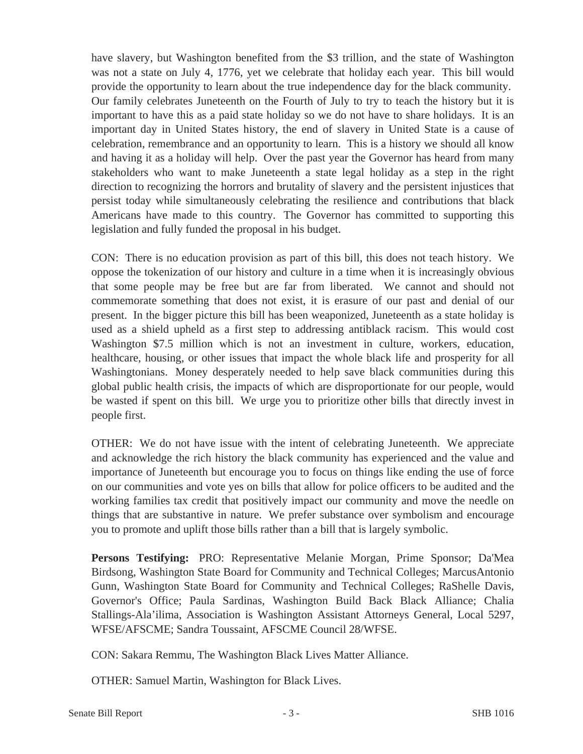have slavery, but Washington benefited from the $3 trillion, and the state of Washington was not a state on July 4, 1776, yet we celebrate that holiday each year. This bill would provide the opportunity to learn about the true independence day for the black community. Our family celebrates Juneteenth on the Fourth of July to try to teach the history but it is important to have this as a paid state holiday so we do not have to share holidays. It is an important day in United States history, the end of slavery in United State is a cause of celebration, remembrance and an opportunity to learn. This is a history we should all know and having it as a holiday will help. Over the past year the Governor has heard from many stakeholders who want to make Juneteenth a state legal holiday as a step in the right direction to recognizing the horrors and brutality of slavery and the persistent injustices that persist today while simultaneously celebrating the resilience and contributions that black Americans have made to this country. The Governor has committed to supporting this legislation and fully funded the proposal in his budget.

CON: There is no education provision as part of this bill, this does not teach history. We oppose the tokenization of our history and culture in a time when it is increasingly obvious that some people may be free but are far from liberated. We cannot and should not commemorate something that does not exist, it is erasure of our past and denial of our present. In the bigger picture this bill has been weaponized, Juneteenth as a state holiday is used as a shield upheld as a first step to addressing antiblack racism. This would cost Washington $7.5 million which is not an investment in culture, workers, education, healthcare, housing, or other issues that impact the whole black life and prosperity for all Washingtonians. Money desperately needed to help save black communities during this global public health crisis, the impacts of which are disproportionate for our people, would be wasted if spent on this bill. We urge you to prioritize other bills that directly invest in people first.

OTHER: We do not have issue with the intent of celebrating Juneteenth. We appreciate and acknowledge the rich history the black community has experienced and the value and importance of Juneteenth but encourage you to focus on things like ending the use of force on our communities and vote yes on bills that allow for police officers to be audited and the working families tax credit that positively impact our community and move the needle on things that are substantive in nature. We prefer substance over symbolism and encourage you to promote and uplift those bills rather than a bill that is largely symbolic.

**Persons Testifying:** PRO: Representative Melanie Morgan, Prime Sponsor; Da'Mea Birdsong, Washington State Board for Community and Technical Colleges; MarcusAntonio Gunn, Washington State Board for Community and Technical Colleges; RaShelle Davis, Governor's Office; Paula Sardinas, Washington Build Back Black Alliance; Chalia Stallings-Ala'ilima, Association is Washington Assistant Attorneys General, Local 5297, WFSE/AFSCME; Sandra Toussaint, AFSCME Council 28/WFSE.

CON: Sakara Remmu, The Washington Black Lives Matter Alliance.

OTHER: Samuel Martin, Washington for Black Lives.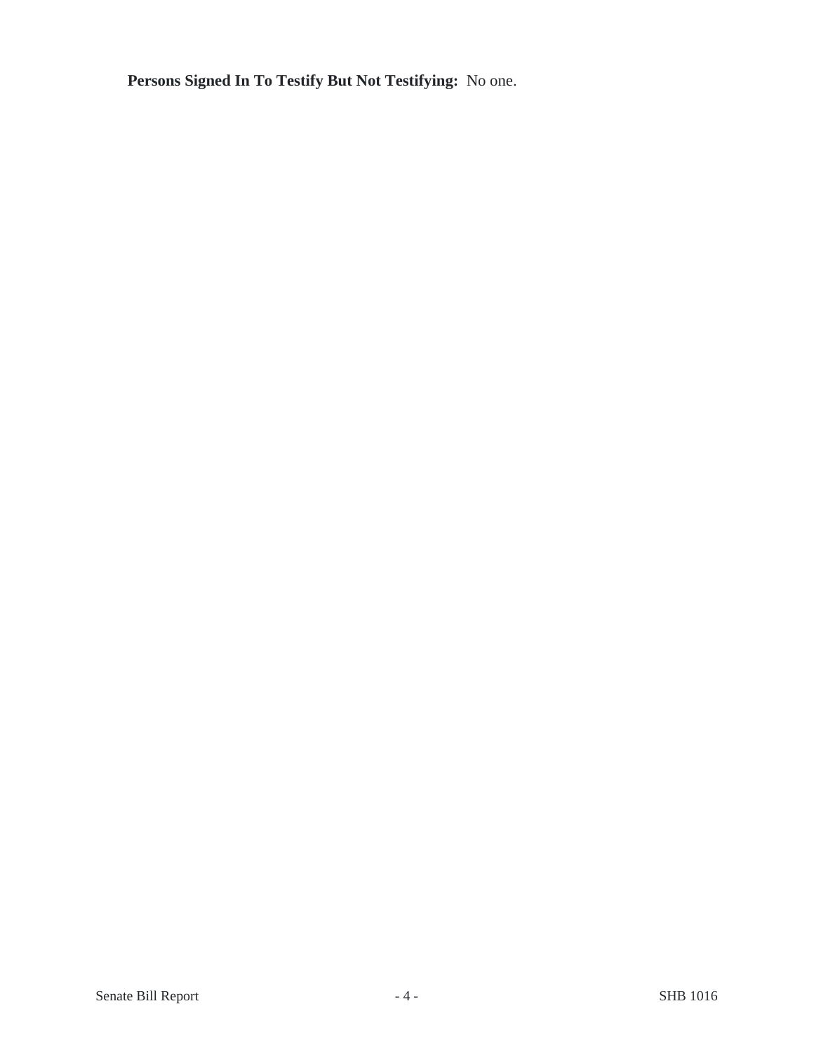**Persons Signed In To Testify But Not Testifying:** No one.